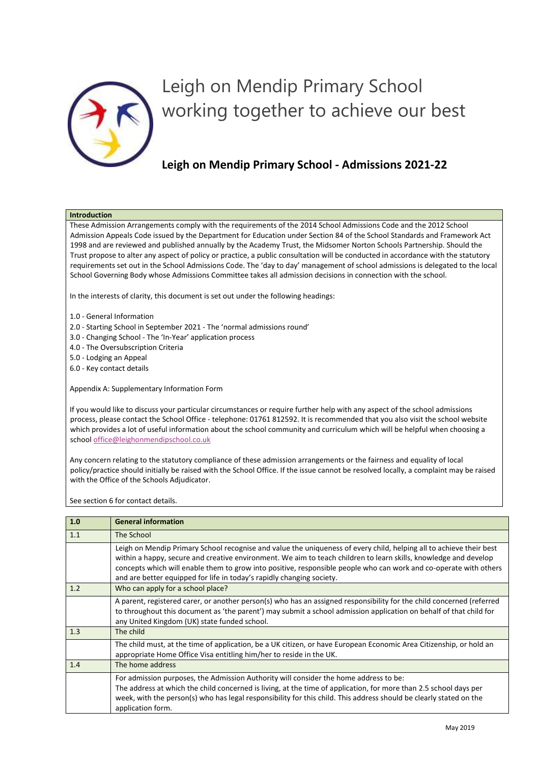# Leigh on Mendip Primary School
working together to achieve our best

## Leigh on Mendip Primary School - Admissions 2021-22

| Introduction |
| --- |
| These Admission Arrangements comply with the requirements of the 2014 School Admissions Code and the 2012 School Admission Appeals Code issued by the Department for Education under Section 84 of the School Standards and Framework Act 1998 and are reviewed and published annually by the Academy Trust, the Midsomer Norton Schools Partnership. Should the Trust propose to alter any aspect of policy or practice, a public consultation will be conducted in accordance with the statutory requirements set out in the School Admissions Code. The 'day to day' management of school admissions is delegated to the local School Governing Body whose Admissions Committee takes all admission decisions in connection with the school.<br><br>In the interests of clarity, this document is set out under the following headings:<br><br>1.0 - General Information<br>2.0 - Starting School in September 2021 - The 'normal admissions round'<br>3.0 - Changing School - The 'In-Year' application process<br>4.0 - The Oversubscription Criteria<br>5.0 - Lodging an Appeal<br>6.0 - Key contact details<br><br>Appendix A: Supplementary Information Form<br><br>If you would like to discuss your particular circumstances or require further help with any aspect of the school admissions process, please contact the School Office - telephone: 01761 812592. It is recommended that you also visit the school website which provides a lot of useful information about the school community and curriculum which will be helpful when choosing a school office@leighonmendipschool.co.uk<br><br>Any concern relating to the statutory compliance of these admission arrangements or the fairness and equality of local policy/practice should initially be raised with the School Office. If the issue cannot be resolved locally, a complaint may be raised with the Office of the Schools Adjudicator.<br><br>See section 6 for contact details. |

| 1.0 | General information |
| --- | --- |
| 1.1 | The School |
| | Leigh on Mendip Primary School recognise and value the uniqueness of every child, helping all to achieve their best within a happy, secure and creative environment. We aim to teach children to learn skills, knowledge and develop concepts which will enable them to grow into positive, responsible people who can work and co-operate with others and are better equipped for life in today's rapidly changing society. |
| 1.2 | Who can apply for a school place? |
| | A parent, registered carer, or another person(s) who has an assigned responsibility for the child concerned (referred to throughout this document as 'the parent') may submit a school admission application on behalf of that child for any United Kingdom (UK) state funded school. |
| 1.3 | The child |
| | The child must, at the time of application, be a UK citizen, or have European Economic Area Citizenship, or hold an appropriate Home Office Visa entitling him/her to reside in the UK. |
| 1.4 | The home address |
| | For admission purposes, the Admission Authority will consider the home address to be:<br>The address at which the child concerned is living, at the time of application, for more than 2.5 school days per week, with the person(s) who has legal responsibility for this child. This address should be clearly stated on the application form. |

May 2019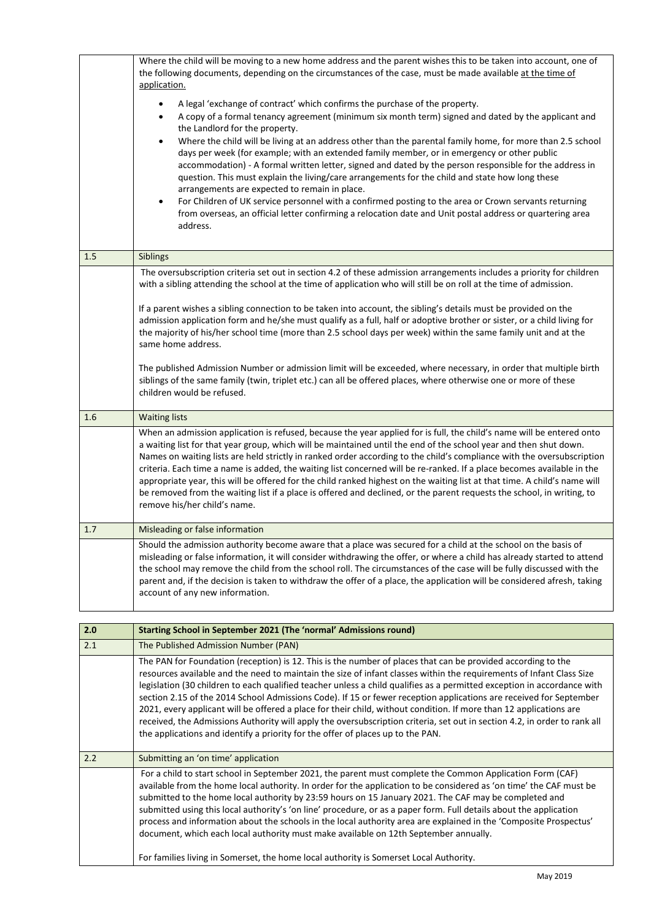Where the child will be moving to a new home address and the parent wishes this to be taken into account, one of the following documents, depending on the circumstances of the case, must be made available <u>at the time of application.</u>

- A legal 'exchange of contract' which confirms the purchase of the property.
- A copy of a formal tenancy agreement (minimum six month term) signed and dated by the applicant and the Landlord for the property.
- Where the child will be living at an address other than the parental family home, for more than 2.5 school days per week (for example; with an extended family member, or in emergency or other public accommodation) - A formal written letter, signed and dated by the person responsible for the address in question. This must explain the living/care arrangements for the child and state how long these arrangements are expected to remain in place.
- For Children of UK service personnel with a confirmed posting to the area or Crown servants returning from overseas, an official letter confirming a relocation date and Unit postal address or quartering area address.

## 1.5 Siblings

The oversubscription criteria set out in section 4.2 of these admission arrangements includes a priority for children with a sibling attending the school at the time of application who will still be on roll at the time of admission.

If a parent wishes a sibling connection to be taken into account, the sibling's details must be provided on the admission application form and he/she must qualify as a full, half or adoptive brother or sister, or a child living for the majority of his/her school time (more than 2.5 school days per week) within the same family unit and at the same home address.

The published Admission Number or admission limit will be exceeded, where necessary, in order that multiple birth siblings of the same family (twin, triplet etc.) can all be offered places, where otherwise one or more of these children would be refused.

## 1.6 Waiting lists

When an admission application is refused, because the year applied for is full, the child's name will be entered onto a waiting list for that year group, which will be maintained until the end of the school year and then shut down. Names on waiting lists are held strictly in ranked order according to the child's compliance with the oversubscription criteria. Each time a name is added, the waiting list concerned will be re-ranked. If a place becomes available in the appropriate year, this will be offered for the child ranked highest on the waiting list at that time. A child's name will be removed from the waiting list if a place is offered and declined, or the parent requests the school, in writing, to remove his/her child's name.

## 1.7 Misleading or false information

Should the admission authority become aware that a place was secured for a child at the school on the basis of misleading or false information, it will consider withdrawing the offer, or where a child has already started to attend the school may remove the child from the school roll. The circumstances of the case will be fully discussed with the parent and, if the decision is taken to withdraw the offer of a place, the application will be considered afresh, taking account of any new information.

# 2.0 Starting School in September 2021 (The 'normal' Admissions round)

## 2.1 The Published Admission Number (PAN)

The PAN for Foundation (reception) is 12. This is the number of places that can be provided according to the resources available and the need to maintain the size of infant classes within the requirements of Infant Class Size legislation (30 children to each qualified teacher unless a child qualifies as a permitted exception in accordance with section 2.15 of the 2014 School Admissions Code). If 15 or fewer reception applications are received for September 2021, every applicant will be offered a place for their child, without condition. If more than 12 applications are received, the Admissions Authority will apply the oversubscription criteria, set out in section 4.2, in order to rank all the applications and identify a priority for the offer of places up to the PAN.

## 2.2 Submitting an 'on time' application

For a child to start school in September 2021, the parent must complete the Common Application Form (CAF) available from the home local authority. In order for the application to be considered as 'on time' the CAF must be submitted to the home local authority by 23:59 hours on 15 January 2021. The CAF may be completed and submitted using this local authority's 'on line' procedure, or as a paper form. Full details about the application process and information about the schools in the local authority area are explained in the 'Composite Prospectus' document, which each local authority must make available on 12th September annually.

For families living in Somerset, the home local authority is Somerset Local Authority.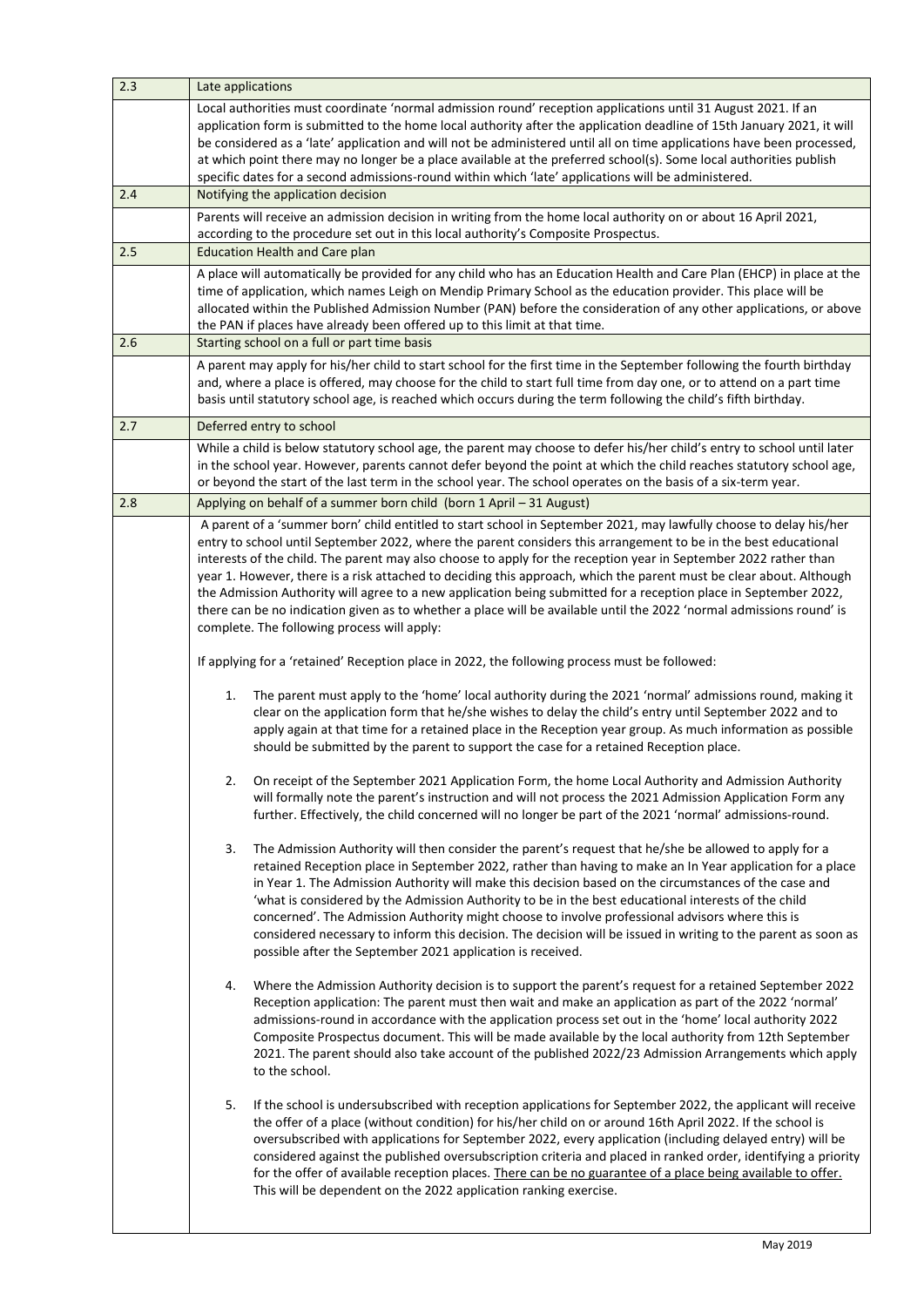| 2.3 | Late applications |
|---|---|
| | Local authorities must coordinate 'normal admission round' reception applications until 31 August 2021. If an application form is submitted to the home local authority after the application deadline of 15th January 2021, it will be considered as a 'late' application and will not be administered until all on time applications have been processed, at which point there may no longer be a place available at the preferred school(s). Some local authorities publish specific dates for a second admissions-round within which 'late' applications will be administered. |
| 2.4 | Notifying the application decision |
| | Parents will receive an admission decision in writing from the home local authority on or about 16 April 2021, according to the procedure set out in this local authority's Composite Prospectus. |
| 2.5 | Education Health and Care plan |
| | A place will automatically be provided for any child who has an Education Health and Care Plan (EHCP) in place at the time of application, which names Leigh on Mendip Primary School as the education provider. This place will be allocated within the Published Admission Number (PAN) before the consideration of any other applications, or above the PAN if places have already been offered up to this limit at that time. |
| 2.6 | Starting school on a full or part time basis |
| | A parent may apply for his/her child to start school for the first time in the September following the fourth birthday and, where a place is offered, may choose for the child to start full time from day one, or to attend on a part time basis until statutory school age, is reached which occurs during the term following the child's fifth birthday. |
| 2.7 | Deferred entry to school |
| | While a child is below statutory school age, the parent may choose to defer his/her child's entry to school until later in the school year. However, parents cannot defer beyond the point at which the child reaches statutory school age, or beyond the start of the last term in the school year. The school operates on the basis of a six-term year. |
| 2.8 | Applying on behalf of a summer born child (born 1 April – 31 August) |
| | A parent of a 'summer born' child entitled to start school in September 2021, may lawfully choose to delay his/her entry to school until September 2022, where the parent considers this arrangement to be in the best educational interests of the child. The parent may also choose to apply for the reception year in September 2022 rather than year 1. However, there is a risk attached to deciding this approach, which the parent must be clear about. Although the Admission Authority will agree to a new application being submitted for a reception place in September 2022, there can be no indication given as to whether a place will be available until the 2022 'normal admissions round' is complete. The following process will apply:<br><br>If applying for a 'retained' Reception place in 2022, the following process must be followed:<br><br>1. The parent must apply to the 'home' local authority during the 2021 'normal' admissions round, making it clear on the application form that he/she wishes to delay the child's entry until September 2022 and to apply again at that time for a retained place in the Reception year group. As much information as possible should be submitted by the parent to support the case for a retained Reception place.<br><br>2. On receipt of the September 2021 Application Form, the home Local Authority and Admission Authority will formally note the parent's instruction and will not process the 2021 Admission Application Form any further. Effectively, the child concerned will no longer be part of the 2021 'normal' admissions-round.<br><br>3. The Admission Authority will then consider the parent's request that he/she be allowed to apply for a retained Reception place in September 2022, rather than having to make an In Year application for a place in Year 1. The Admission Authority will make this decision based on the circumstances of the case and 'what is considered by the Admission Authority to be in the best educational interests of the child concerned'. The Admission Authority might choose to involve professional advisors where this is considered necessary to inform this decision. The decision will be issued in writing to the parent as soon as possible after the September 2021 application is received.<br><br>4. Where the Admission Authority decision is to support the parent's request for a retained September 2022 Reception application: The parent must then wait and make an application as part of the 2022 'normal' admissions-round in accordance with the application process set out in the 'home' local authority 2022 Composite Prospectus document. This will be made available by the local authority from 12th September 2021. The parent should also take account of the published 2022/23 Admission Arrangements which apply to the school.<br><br>5. If the school is undersubscribed with reception applications for September 2022, the applicant will receive the offer of a place (without condition) for his/her child on or around 16th April 2022. If the school is oversubscribed with applications for September 2022, every application (including delayed entry) will be considered against the published oversubscription criteria and placed in ranked order, identifying a priority for the offer of available reception places. <u>There can be no guarantee of a place being available to offer.</u> This will be dependent on the 2022 application ranking exercise. |

May 2019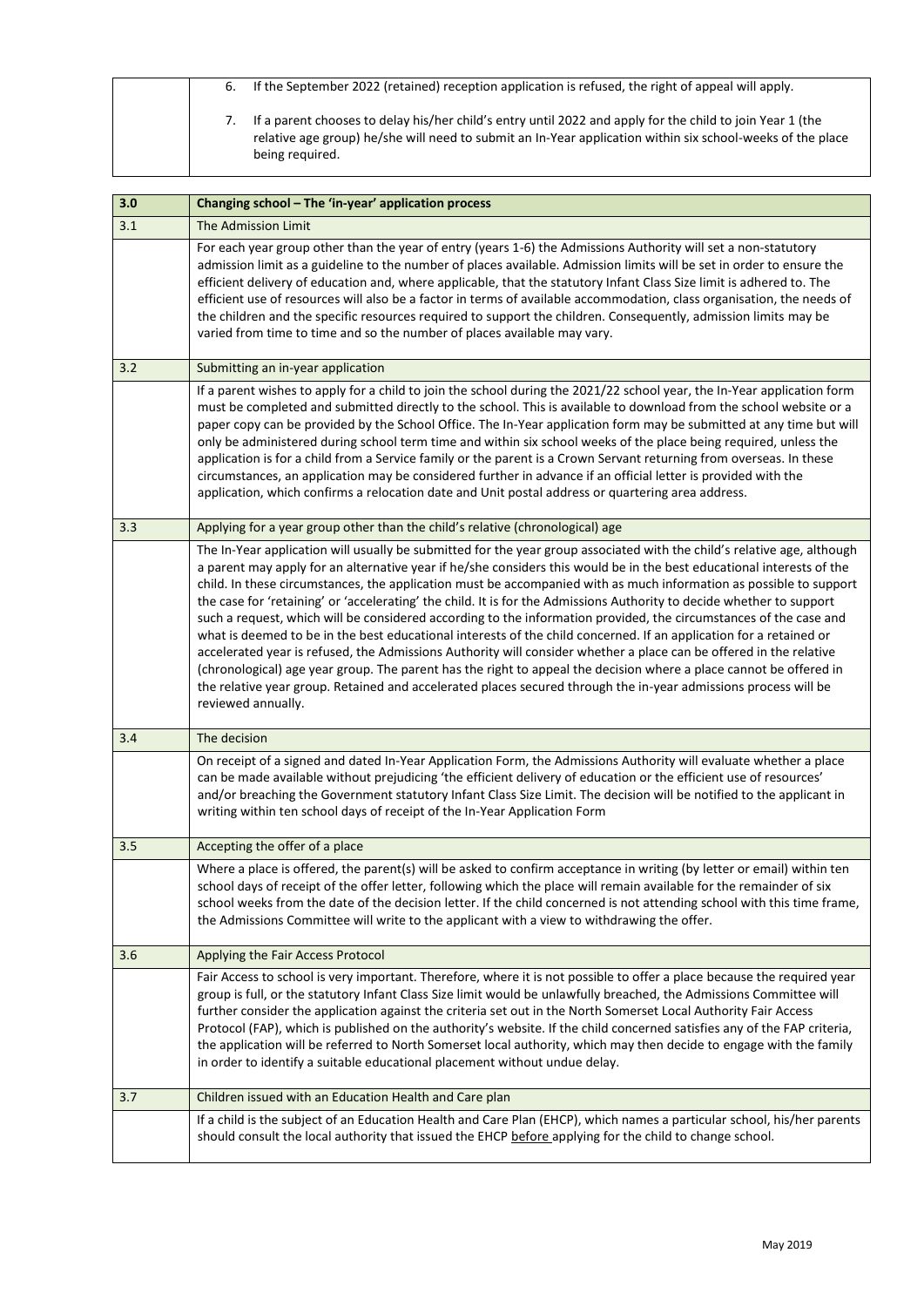|  |  |
| --- | --- |
|  | 6. If the September 2022 (retained) reception application is refused, the right of appeal will apply.<br><br>7. If a parent chooses to delay his/her child's entry until 2022 and apply for the child to join Year 1 (the relative age group) he/she will need to submit an In-Year application within six school-weeks of the place being required. |

| 3.0 | Changing school – The 'in-year' application process |
| --- | --- |
| 3.1 | The Admission Limit |
|  | For each year group other than the year of entry (years 1-6) the Admissions Authority will set a non-statutory admission limit as a guideline to the number of places available. Admission limits will be set in order to ensure the efficient delivery of education and, where applicable, that the statutory Infant Class Size limit is adhered to. The efficient use of resources will also be a factor in terms of available accommodation, class organisation, the needs of the children and the specific resources required to support the children. Consequently, admission limits may be varied from time to time and so the number of places available may vary. |
| 3.2 | Submitting an in-year application |
|  | If a parent wishes to apply for a child to join the school during the 2021/22 school year, the In-Year application form must be completed and submitted directly to the school. This is available to download from the school website or a paper copy can be provided by the School Office. The In-Year application form may be submitted at any time but will only be administered during school term time and within six school weeks of the place being required, unless the application is for a child from a Service family or the parent is a Crown Servant returning from overseas. In these circumstances, an application may be considered further in advance if an official letter is provided with the application, which confirms a relocation date and Unit postal address or quartering area address. |
| 3.3 | Applying for a year group other than the child's relative (chronological) age |
|  | The In-Year application will usually be submitted for the year group associated with the child's relative age, although a parent may apply for an alternative year if he/she considers this would be in the best educational interests of the child. In these circumstances, the application must be accompanied with as much information as possible to support the case for 'retaining' or 'accelerating' the child. It is for the Admissions Authority to decide whether to support such a request, which will be considered according to the information provided, the circumstances of the case and what is deemed to be in the best educational interests of the child concerned. If an application for a retained or accelerated year is refused, the Admissions Authority will consider whether a place can be offered in the relative (chronological) age year group. The parent has the right to appeal the decision where a place cannot be offered in the relative year group. Retained and accelerated places secured through the in-year admissions process will be reviewed annually. |
| 3.4 | The decision |
|  | On receipt of a signed and dated In-Year Application Form, the Admissions Authority will evaluate whether a place can be made available without prejudicing 'the efficient delivery of education or the efficient use of resources' and/or breaching the Government statutory Infant Class Size Limit. The decision will be notified to the applicant in writing within ten school days of receipt of the In-Year Application Form |
| 3.5 | Accepting the offer of a place |
|  | Where a place is offered, the parent(s) will be asked to confirm acceptance in writing (by letter or email) within ten school days of receipt of the offer letter, following which the place will remain available for the remainder of six school weeks from the date of the decision letter. If the child concerned is not attending school with this time frame, the Admissions Committee will write to the applicant with a view to withdrawing the offer. |
| 3.6 | Applying the Fair Access Protocol |
|  | Fair Access to school is very important. Therefore, where it is not possible to offer a place because the required year group is full, or the statutory Infant Class Size limit would be unlawfully breached, the Admissions Committee will further consider the application against the criteria set out in the North Somerset Local Authority Fair Access Protocol (FAP), which is published on the authority's website. If the child concerned satisfies any of the FAP criteria, the application will be referred to North Somerset local authority, which may then decide to engage with the family in order to identify a suitable educational placement without undue delay. |
| 3.7 | Children issued with an Education Health and Care plan |
|  | If a child is the subject of an Education Health and Care Plan (EHCP), which names a particular school, his/her parents should consult the local authority that issued the EHCP before applying for the child to change school. |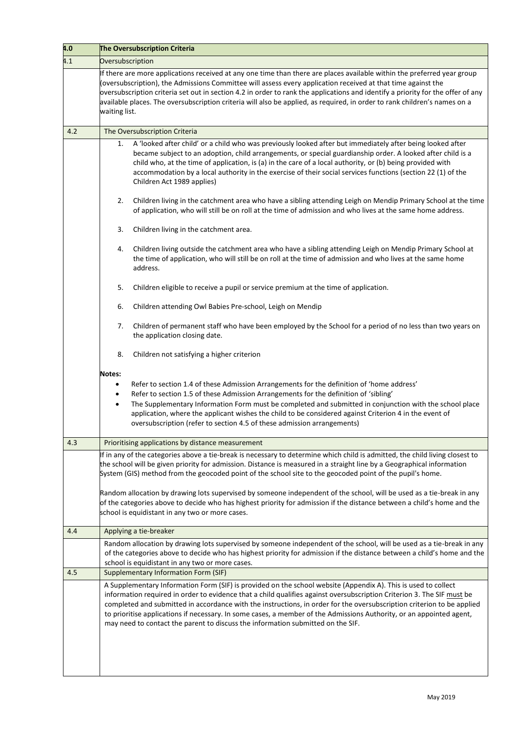| 4.0 | The Oversubscription Criteria |
|---|---|
| 4.1 | Oversubscription |
| | If there are more applications received at any one time than there are places available within the preferred year group (oversubscription), the Admissions Committee will assess every application received at that time against the oversubscription criteria set out in section 4.2 in order to rank the applications and identify a priority for the offer of any available places. The oversubscription criteria will also be applied, as required, in order to rank children's names on a waiting list. |
| 4.2 | The Oversubscription Criteria |
| | 1. A 'looked after child' or a child who was previously looked after but immediately after being looked after became subject to an adoption, child arrangements, or special guardianship order. A looked after child is a child who, at the time of application, is (a) in the care of a local authority, or (b) being provided with accommodation by a local authority in the exercise of their social services functions (section 22 (1) of the Children Act 1989 applies)<br><br>2. Children living in the catchment area who have a sibling attending Leigh on Mendip Primary School at the time of application, who will still be on roll at the time of admission and who lives at the same home address.<br><br>3. Children living in the catchment area.<br><br>4. Children living outside the catchment area who have a sibling attending Leigh on Mendip Primary School at the time of application, who will still be on roll at the time of admission and who lives at the same home address.<br><br>5. Children eligible to receive a pupil or service premium at the time of application.<br><br>6. Children attending Owl Babies Pre-school, Leigh on Mendip<br><br>7. Children of permanent staff who have been employed by the School for a period of no less than two years on the application closing date.<br><br>8. Children not satisfying a higher criterion<br><br>**Notes:**<br>• Refer to section 1.4 of these Admission Arrangements for the definition of 'home address'<br>• Refer to section 1.5 of these Admission Arrangements for the definition of 'sibling'<br>• The Supplementary Information Form must be completed and submitted in conjunction with the school place application, where the applicant wishes the child to be considered against Criterion 4 in the event of oversubscription (refer to section 4.5 of these admission arrangements) |
| 4.3 | Prioritising applications by distance measurement |
| | If in any of the categories above a tie-break is necessary to determine which child is admitted, the child living closest to the school will be given priority for admission. Distance is measured in a straight line by a Geographical information System (GIS) method from the geocoded point of the school site to the geocoded point of the pupil's home.<br><br>Random allocation by drawing lots supervised by someone independent of the school, will be used as a tie-break in any of the categories above to decide who has highest priority for admission if the distance between a child's home and the school is equidistant in any two or more cases. |
| 4.4 | Applying a tie-breaker |
| | Random allocation by drawing lots supervised by someone independent of the school, will be used as a tie-break in any of the categories above to decide who has highest priority for admission if the distance between a child's home and the school is equidistant in any two or more cases. |
| 4.5 | Supplementary Information Form (SIF) |
| | A Supplementary Information Form (SIF) is provided on the school website (Appendix A). This is used to collect information required in order to evidence that a child qualifies against oversubscription Criterion 3. The SIF <u>must</u> be completed and submitted in accordance with the instructions, in order for the oversubscription criterion to be applied to prioritise applications if necessary. In some cases, a member of the Admissions Authority, or an appointed agent, may need to contact the parent to discuss the information submitted on the SIF. |

May 2019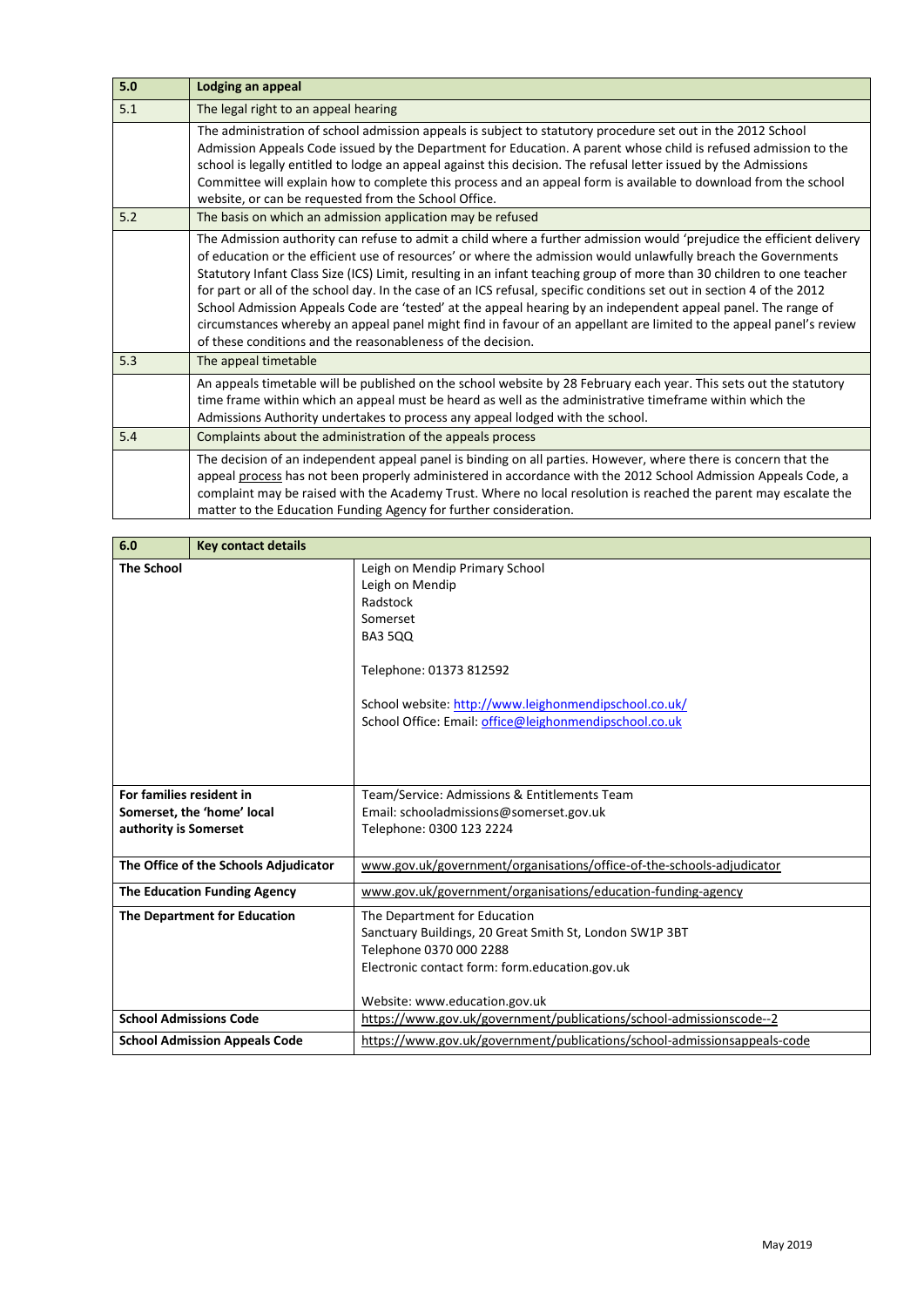| 5.0 | Lodging an appeal |
|---|---|
| 5.1 | The legal right to an appeal hearing |
| | The administration of school admission appeals is subject to statutory procedure set out in the 2012 School Admission Appeals Code issued by the Department for Education. A parent whose child is refused admission to the school is legally entitled to lodge an appeal against this decision. The refusal letter issued by the Admissions Committee will explain how to complete this process and an appeal form is available to download from the school website, or can be requested from the School Office. |
| 5.2 | The basis on which an admission application may be refused |
| | The Admission authority can refuse to admit a child where a further admission would 'prejudice the efficient delivery of education or the efficient use of resources' or where the admission would unlawfully breach the Governments Statutory Infant Class Size (ICS) Limit, resulting in an infant teaching group of more than 30 children to one teacher for part or all of the school day. In the case of an ICS refusal, specific conditions set out in section 4 of the 2012 School Admission Appeals Code are 'tested' at the appeal hearing by an independent appeal panel. The range of circumstances whereby an appeal panel might find in favour of an appellant are limited to the appeal panel's review of these conditions and the reasonableness of the decision. |
| 5.3 | The appeal timetable |
| | An appeals timetable will be published on the school website by 28 February each year. This sets out the statutory time frame within which an appeal must be heard as well as the administrative timeframe within which the Admissions Authority undertakes to process any appeal lodged with the school. |
| 5.4 | Complaints about the administration of the appeals process |
| | The decision of an independent appeal panel is binding on all parties. However, where there is concern that the appeal process has not been properly administered in accordance with the 2012 School Admission Appeals Code, a complaint may be raised with the Academy Trust. Where no local resolution is reached the parent may escalate the matter to the Education Funding Agency for further consideration. |

| 6.0 Key contact details | |
|---|---|
| **The School** | Leigh on Mendip Primary School<br>Leigh on Mendip<br>Radstock<br>Somerset<br>BA3 5QQ<br><br>Telephone: 01373 812592<br><br>School website: http://www.leighonmendipschool.co.uk/<br>School Office: Email: office@leighonmendipschool.co.uk |
| **For families resident in Somerset, the 'home' local authority is Somerset** | Team/Service: Admissions & Entitlements Team<br>Email: schooladmissions@somerset.gov.uk<br>Telephone: 0300 123 2224 |
| **The Office of the Schools Adjudicator** | www.gov.uk/government/organisations/office-of-the-schools-adjudicator |
| **The Education Funding Agency** | www.gov.uk/government/organisations/education-funding-agency |
| **The Department for Education** | The Department for Education<br>Sanctuary Buildings, 20 Great Smith St, London SW1P 3BT<br>Telephone 0370 000 2288<br>Electronic contact form: form.education.gov.uk<br><br>Website: www.education.gov.uk |
| **School Admissions Code** | https://www.gov.uk/government/publications/school-admissionscode--2 |
| **School Admission Appeals Code** | https://www.gov.uk/government/publications/school-admissionsappeals-code |

May 2019